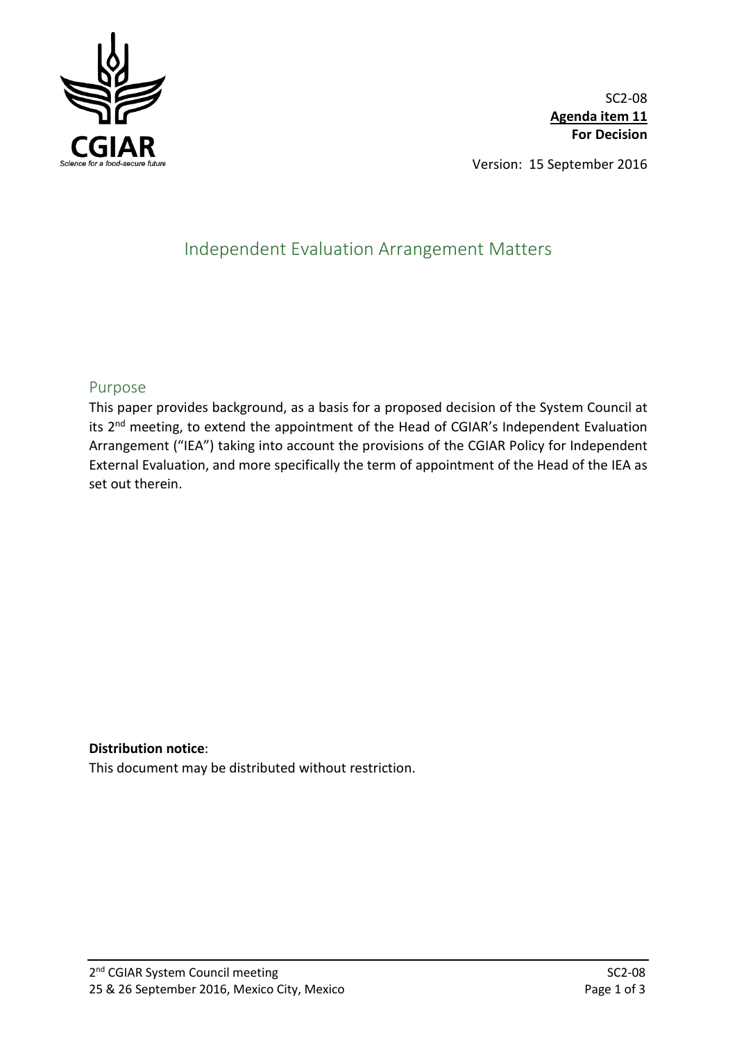SC2-08
**Agenda item 11**
**For Decision**

Version: 15 September 2016

# Independent Evaluation Arrangement Matters

## Purpose

This paper provides background, as a basis for a proposed decision of the System Council at its 2nd meeting, to extend the appointment of the Head of CGIAR's Independent Evaluation Arrangement ("IEA") taking into account the provisions of the CGIAR Policy for Independent External Evaluation, and more specifically the term of appointment of the Head of the IEA as set out therein.

**Distribution notice**:
This document may be distributed without restriction.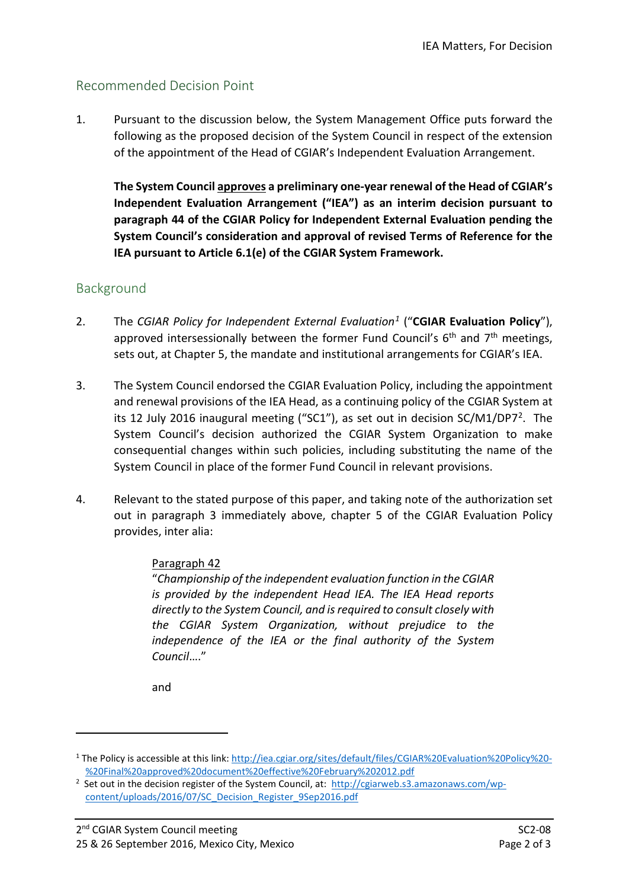## Recommended Decision Point

1. Pursuant to the discussion below, the System Management Office puts forward the following as the proposed decision of the System Council in respect of the extension of the appointment of the Head of CGIAR's Independent Evaluation Arrangement.

   **The System Council approves a preliminary one-year renewal of the Head of CGIAR's Independent Evaluation Arrangement ("IEA") as an interim decision pursuant to paragraph 44 of the CGIAR Policy for Independent External Evaluation pending the System Council's consideration and approval of revised Terms of Reference for the IEA pursuant to Article 6.1(e) of the CGIAR System Framework.**

## Background

2. The *CGIAR Policy for Independent External Evaluation*[1] ("**CGIAR Evaluation Policy**"), approved intersessionally between the former Fund Council's 6th and 7th meetings, sets out, at Chapter 5, the mandate and institutional arrangements for CGIAR's IEA.

3. The System Council endorsed the CGIAR Evaluation Policy, including the appointment and renewal provisions of the IEA Head, as a continuing policy of the CGIAR System at its 12 July 2016 inaugural meeting ("SC1"), as set out in decision SC/M1/DP7[2]. The System Council's decision authorized the CGIAR System Organization to make consequential changes within such policies, including substituting the name of the System Council in place of the former Fund Council in relevant provisions.

4. Relevant to the stated purpose of this paper, and taking note of the authorization set out in paragraph 3 immediately above, chapter 5 of the CGIAR Evaluation Policy provides, inter alia:

   Paragraph 42
   "*Championship of the independent evaluation function in the CGIAR is provided by the independent Head IEA. The IEA Head reports directly to the System Council, and is required to consult closely with the CGIAR System Organization, without prejudice to the independence of the IEA or the final authority of the System Council….*"

   and

---

[1] The Policy is accessible at this link: http://iea.cgiar.org/sites/default/files/CGIAR%20Evaluation%20Policy%20-%20Final%20approved%20document%20effective%20February%202012.pdf

[2] Set out in the decision register of the System Council, at: http://cgiarweb.s3.amazonaws.com/wp-content/uploads/2016/07/SC_Decision_Register_9Sep2016.pdf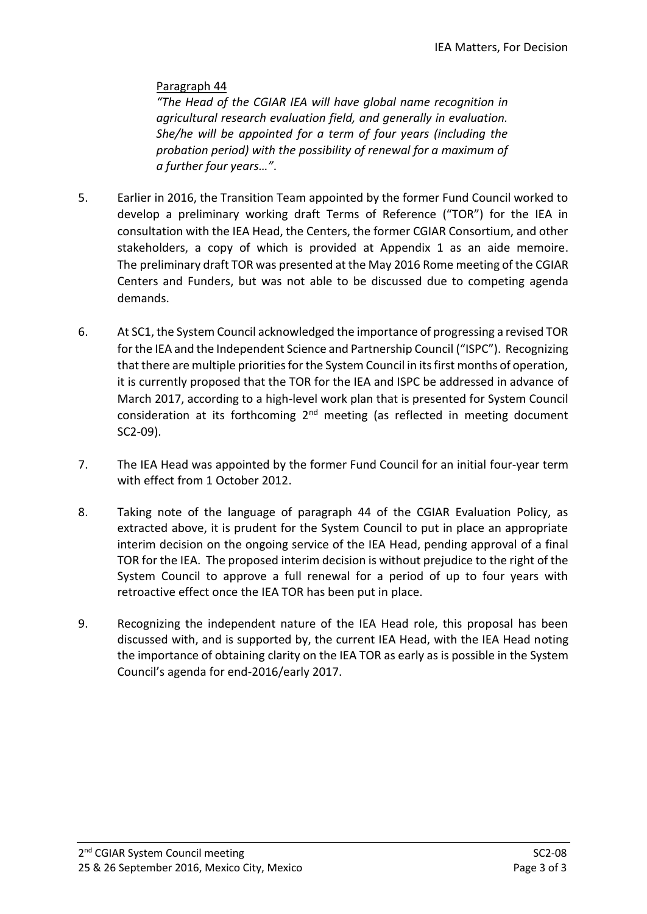Paragraph 44

*"The Head of the CGIAR IEA will have global name recognition in agricultural research evaluation field, and generally in evaluation. She/he will be appointed for a term of four years (including the probation period) with the possibility of renewal for a maximum of a further four years…"*.

5. Earlier in 2016, the Transition Team appointed by the former Fund Council worked to develop a preliminary working draft Terms of Reference ("TOR") for the IEA in consultation with the IEA Head, the Centers, the former CGIAR Consortium, and other stakeholders, a copy of which is provided at Appendix 1 as an aide memoire. The preliminary draft TOR was presented at the May 2016 Rome meeting of the CGIAR Centers and Funders, but was not able to be discussed due to competing agenda demands.

6. At SC1, the System Council acknowledged the importance of progressing a revised TOR for the IEA and the Independent Science and Partnership Council ("ISPC"). Recognizing that there are multiple priorities for the System Council in its first months of operation, it is currently proposed that the TOR for the IEA and ISPC be addressed in advance of March 2017, according to a high-level work plan that is presented for System Council consideration at its forthcoming 2nd meeting (as reflected in meeting document SC2-09).

7. The IEA Head was appointed by the former Fund Council for an initial four-year term with effect from 1 October 2012.

8. Taking note of the language of paragraph 44 of the CGIAR Evaluation Policy, as extracted above, it is prudent for the System Council to put in place an appropriate interim decision on the ongoing service of the IEA Head, pending approval of a final TOR for the IEA. The proposed interim decision is without prejudice to the right of the System Council to approve a full renewal for a period of up to four years with retroactive effect once the IEA TOR has been put in place.

9. Recognizing the independent nature of the IEA Head role, this proposal has been discussed with, and is supported by, the current IEA Head, with the IEA Head noting the importance of obtaining clarity on the IEA TOR as early as is possible in the System Council's agenda for end-2016/early 2017.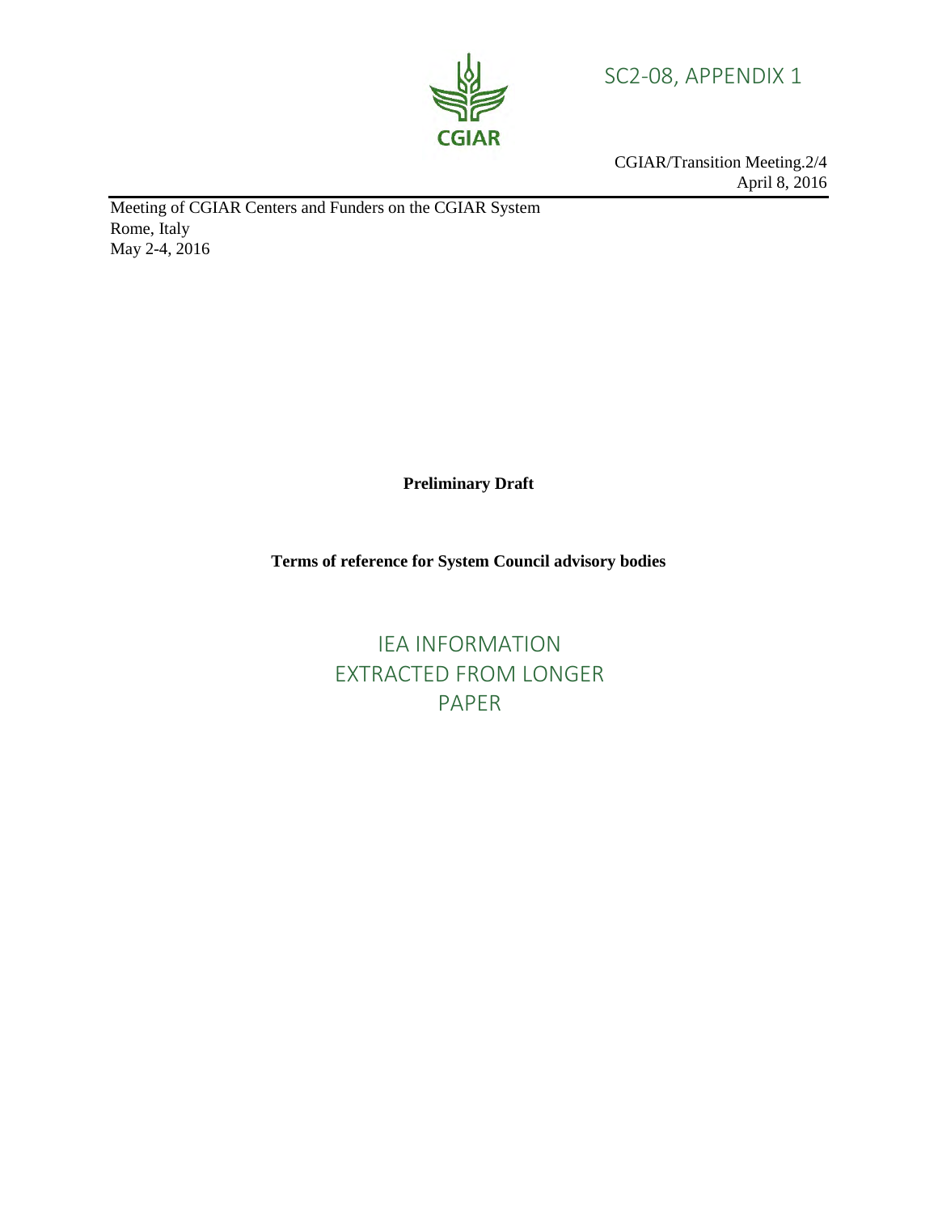SC2-08, APPENDIX 1

CGIAR/Transition Meeting.2/4
April 8, 2016

Meeting of CGIAR Centers and Funders on the CGIAR System
Rome, Italy
May 2-4, 2016

**Preliminary Draft**

**Terms of reference for System Council advisory bodies**

IEA INFORMATION EXTRACTED FROM LONGER PAPER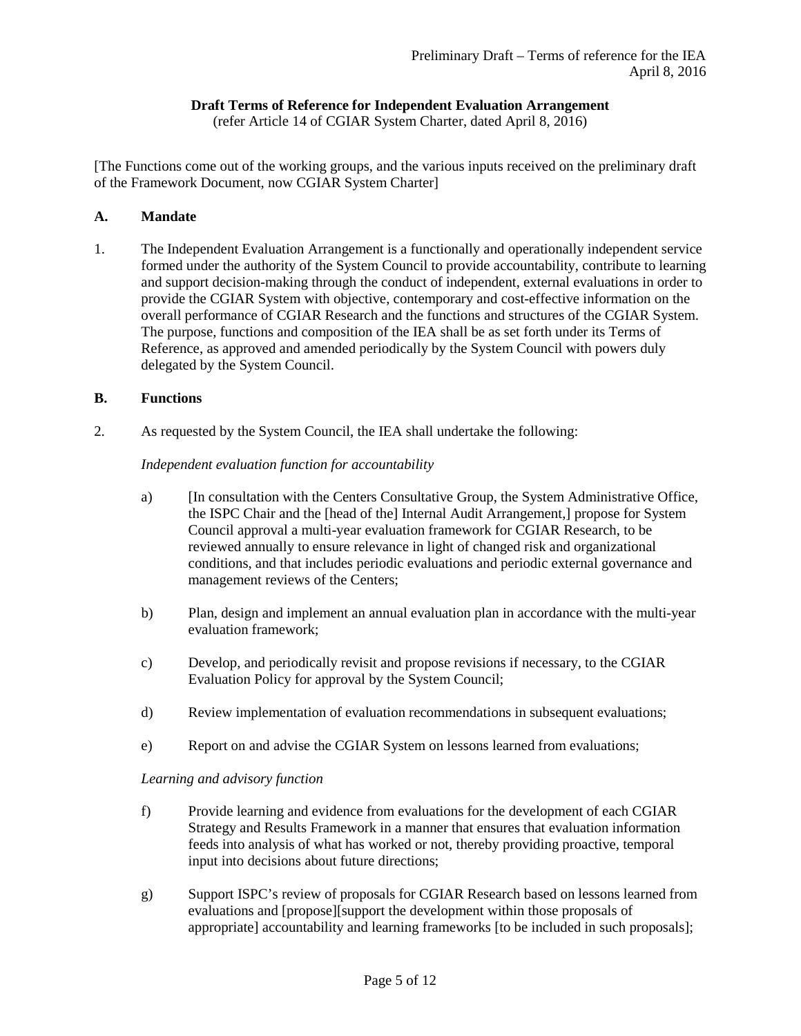**Draft Terms of Reference for Independent Evaluation Arrangement**
(refer Article 14 of CGIAR System Charter, dated April 8, 2016)

[The Functions come out of the working groups, and the various inputs received on the preliminary draft of the Framework Document, now CGIAR System Charter]

## A. Mandate

1. The Independent Evaluation Arrangement is a functionally and operationally independent service formed under the authority of the System Council to provide accountability, contribute to learning and support decision-making through the conduct of independent, external evaluations in order to provide the CGIAR System with objective, contemporary and cost-effective information on the overall performance of CGIAR Research and the functions and structures of the CGIAR System. The purpose, functions and composition of the IEA shall be as set forth under its Terms of Reference, as approved and amended periodically by the System Council with powers duly delegated by the System Council.

## B. Functions

2. As requested by the System Council, the IEA shall undertake the following:

*Independent evaluation function for accountability*

a) [In consultation with the Centers Consultative Group, the System Administrative Office, the ISPC Chair and the [head of the] Internal Audit Arrangement,] propose for System Council approval a multi-year evaluation framework for CGIAR Research, to be reviewed annually to ensure relevance in light of changed risk and organizational conditions, and that includes periodic evaluations and periodic external governance and management reviews of the Centers;

b) Plan, design and implement an annual evaluation plan in accordance with the multi-year evaluation framework;

c) Develop, and periodically revisit and propose revisions if necessary, to the CGIAR Evaluation Policy for approval by the System Council;

d) Review implementation of evaluation recommendations in subsequent evaluations;

e) Report on and advise the CGIAR System on lessons learned from evaluations;

*Learning and advisory function*

f) Provide learning and evidence from evaluations for the development of each CGIAR Strategy and Results Framework in a manner that ensures that evaluation information feeds into analysis of what has worked or not, thereby providing proactive, temporal input into decisions about future directions;

g) Support ISPC's review of proposals for CGIAR Research based on lessons learned from evaluations and [propose][support the development within those proposals of appropriate] accountability and learning frameworks [to be included in such proposals];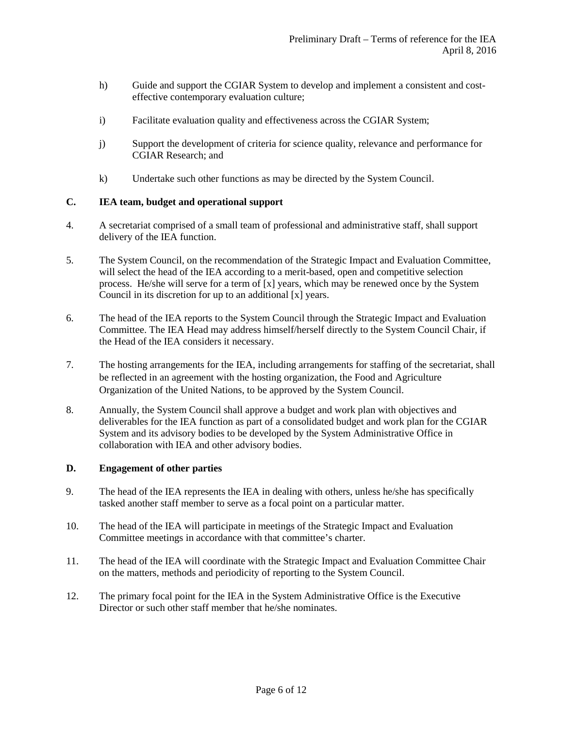h) Guide and support the CGIAR System to develop and implement a consistent and cost-effective contemporary evaluation culture;

i) Facilitate evaluation quality and effectiveness across the CGIAR System;

j) Support the development of criteria for science quality, relevance and performance for CGIAR Research; and

k) Undertake such other functions as may be directed by the System Council.

## C. IEA team, budget and operational support

4. A secretariat comprised of a small team of professional and administrative staff, shall support delivery of the IEA function.

5. The System Council, on the recommendation of the Strategic Impact and Evaluation Committee, will select the head of the IEA according to a merit-based, open and competitive selection process. He/she will serve for a term of [x] years, which may be renewed once by the System Council in its discretion for up to an additional [x] years.

6. The head of the IEA reports to the System Council through the Strategic Impact and Evaluation Committee. The IEA Head may address himself/herself directly to the System Council Chair, if the Head of the IEA considers it necessary.

7. The hosting arrangements for the IEA, including arrangements for staffing of the secretariat, shall be reflected in an agreement with the hosting organization, the Food and Agriculture Organization of the United Nations, to be approved by the System Council.

8. Annually, the System Council shall approve a budget and work plan with objectives and deliverables for the IEA function as part of a consolidated budget and work plan for the CGIAR System and its advisory bodies to be developed by the System Administrative Office in collaboration with IEA and other advisory bodies.

## D. Engagement of other parties

9. The head of the IEA represents the IEA in dealing with others, unless he/she has specifically tasked another staff member to serve as a focal point on a particular matter.

10. The head of the IEA will participate in meetings of the Strategic Impact and Evaluation Committee meetings in accordance with that committee's charter.

11. The head of the IEA will coordinate with the Strategic Impact and Evaluation Committee Chair on the matters, methods and periodicity of reporting to the System Council.

12. The primary focal point for the IEA in the System Administrative Office is the Executive Director or such other staff member that he/she nominates.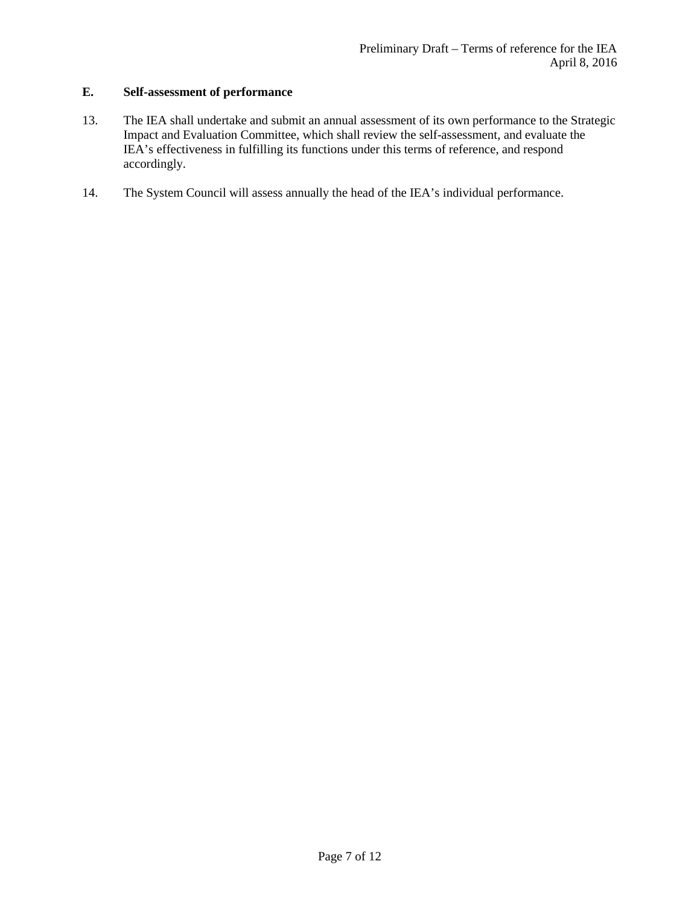## E. Self-assessment of performance

13. The IEA shall undertake and submit an annual assessment of its own performance to the Strategic Impact and Evaluation Committee, which shall review the self-assessment, and evaluate the IEA's effectiveness in fulfilling its functions under this terms of reference, and respond accordingly.

14. The System Council will assess annually the head of the IEA's individual performance.